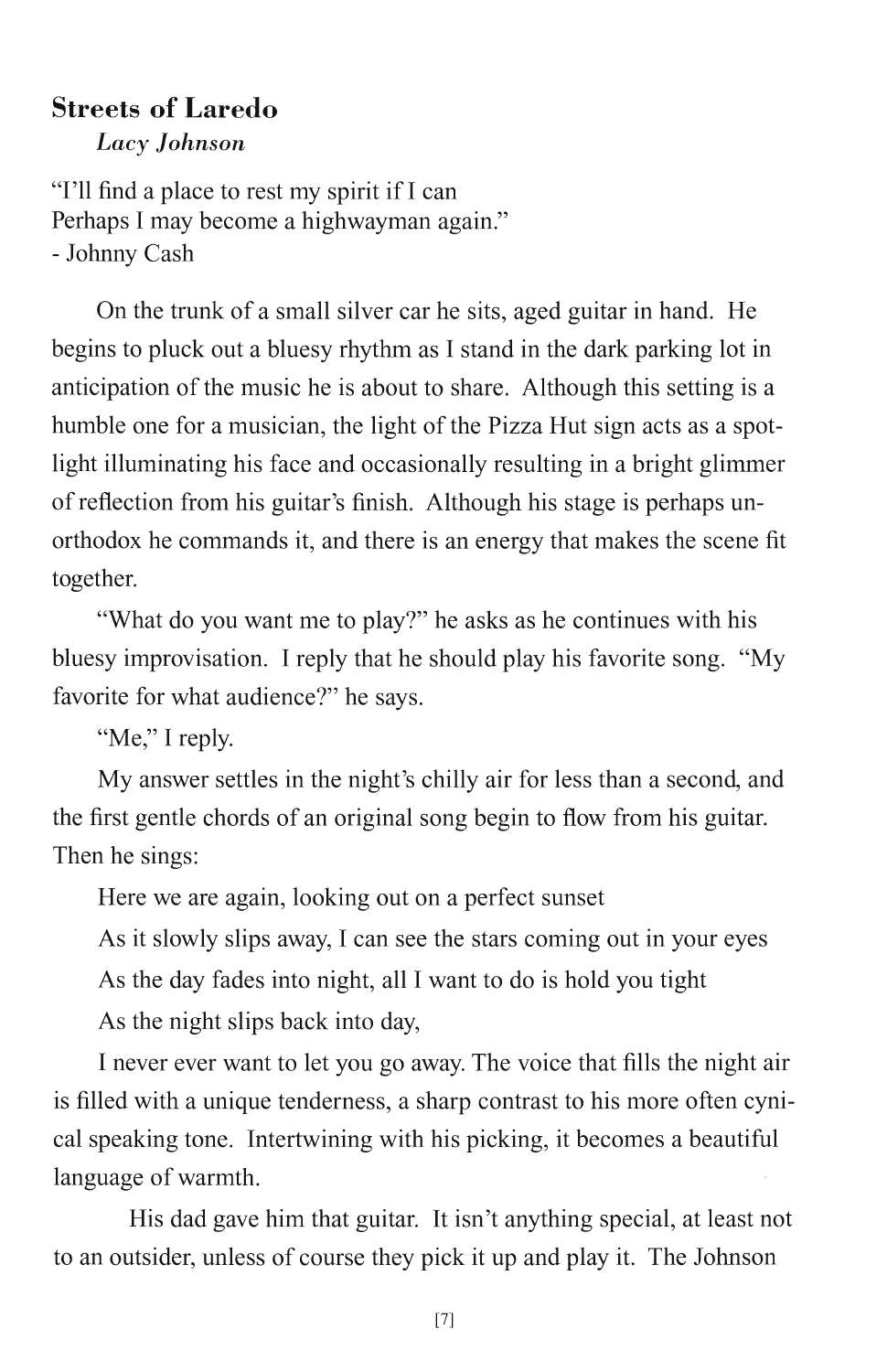## Streets of Laredo

*Lacy Johnson*

"I'll find a place to rest my spirit if I can
Perhaps I may become a highwayman again."
- Johnny Cash

On the trunk of a small silver car he sits, aged guitar in hand. He begins to pluck out a bluesy rhythm as I stand in the dark parking lot in anticipation of the music he is about to share. Although this setting is a humble one for a musician, the light of the Pizza Hut sign acts as a spotlight illuminating his face and occasionally resulting in a bright glimmer of reflection from his guitar's finish. Although his stage is perhaps unorthodox he commands it, and there is an energy that makes the scene fit together.

"What do you want me to play?" he asks as he continues with his bluesy improvisation. I reply that he should play his favorite song. "My favorite for what audience?" he says.

"Me," I reply.

My answer settles in the night's chilly air for less than a second, and the first gentle chords of an original song begin to flow from his guitar. Then he sings:

Here we are again, looking out on a perfect sunset

As it slowly slips away, I can see the stars coming out in your eyes

As the day fades into night, all I want to do is hold you tight

As the night slips back into day,

I never ever want to let you go away. The voice that fills the night air is filled with a unique tenderness, a sharp contrast to his more often cynical speaking tone. Intertwining with his picking, it becomes a beautiful language of warmth.

His dad gave him that guitar. It isn't anything special, at least not to an outsider, unless of course they pick it up and play it. The Johnson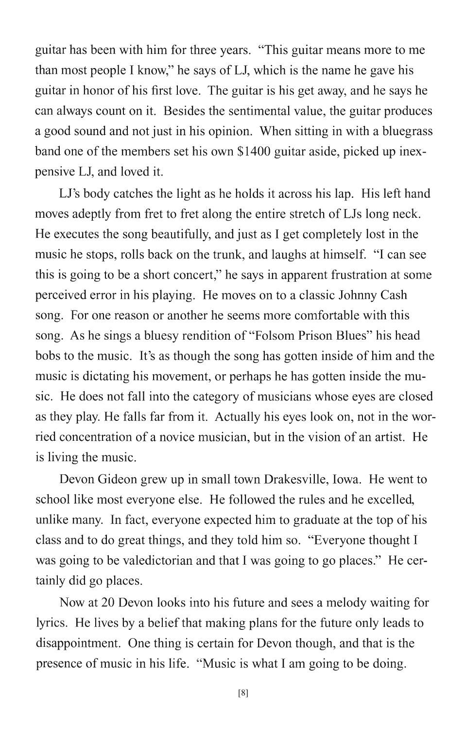guitar has been with him for three years. "This guitar means more to me than most people I know," he says of LJ, which is the name he gave his guitar in honor of his first love. The guitar is his get away, and he says he can always count on it. Besides the sentimental value, the guitar produces a good sound and not just in his opinion. When sitting in with a bluegrass band one of the members set his own $1400 guitar aside, picked up inexpensive LJ, and loved it.

LJ's body catches the light as he holds it across his lap. His left hand moves adeptly from fret to fret along the entire stretch of LJs long neck. He executes the song beautifully, and just as I get completely lost in the music he stops, rolls back on the trunk, and laughs at himself. "I can see this is going to be a short concert," he says in apparent frustration at some perceived error in his playing. He moves on to a classic Johnny Cash song. For one reason or another he seems more comfortable with this song. As he sings a bluesy rendition of "Folsom Prison Blues" his head bobs to the music. It's as though the song has gotten inside of him and the music is dictating his movement, or perhaps he has gotten inside the music. He does not fall into the category of musicians whose eyes are closed as they play. He falls far from it. Actually his eyes look on, not in the worried concentration of a novice musician, but in the vision of an artist. He is living the music.

Devon Gideon grew up in small town Drakesville, Iowa. He went to school like most everyone else. He followed the rules and he excelled, unlike many. In fact, everyone expected him to graduate at the top of his class and to do great things, and they told him so. "Everyone thought I was going to be valedictorian and that I was going to go places." He certainly did go places.

Now at 20 Devon looks into his future and sees a melody waiting for lyrics. He lives by a belief that making plans for the future only leads to disappointment. One thing is certain for Devon though, and that is the presence of music in his life. "Music is what I am going to be doing.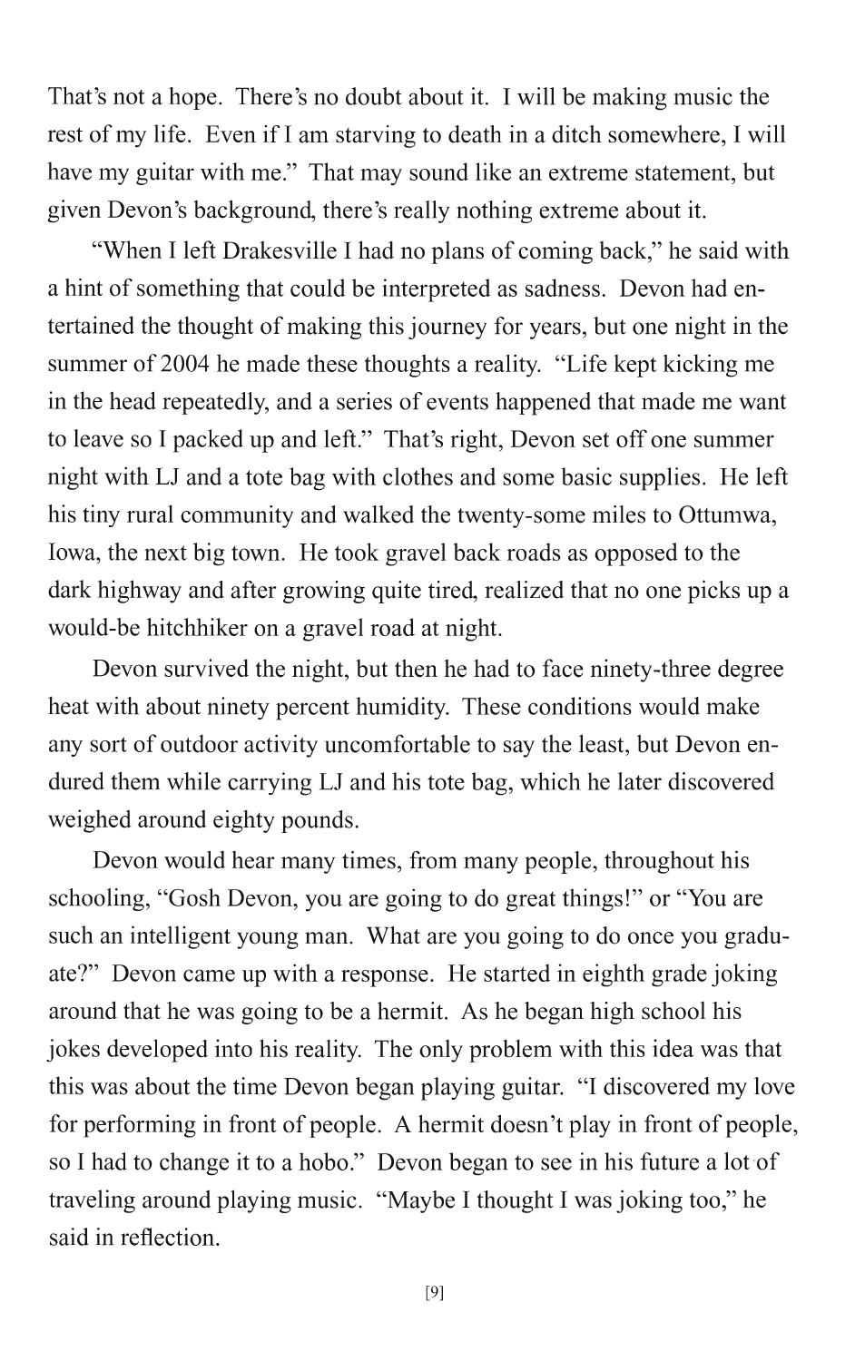That's not a hope. There's no doubt about it. I will be making music the rest of my life. Even if I am starving to death in a ditch somewhere, I will have my guitar with me." That may sound like an extreme statement, but given Devon's background, there's really nothing extreme about it.

"When I left Drakesville I had no plans of coming back," he said with a hint of something that could be interpreted as sadness. Devon had entertained the thought of making this journey for years, but one night in the summer of 2004 he made these thoughts a reality. "Life kept kicking me in the head repeatedly, and a series of events happened that made me want to leave so I packed up and left." That's right, Devon set off one summer night with LJ and a tote bag with clothes and some basic supplies. He left his tiny rural community and walked the twenty-some miles to Ottumwa, Iowa, the next big town. He took gravel back roads as opposed to the dark highway and after growing quite tired, realized that no one picks up a would-be hitchhiker on a gravel road at night.

Devon survived the night, but then he had to face ninety-three degree heat with about ninety percent humidity. These conditions would make any sort of outdoor activity uncomfortable to say the least, but Devon endured them while carrying LJ and his tote bag, which he later discovered weighed around eighty pounds.

Devon would hear many times, from many people, throughout his schooling, "Gosh Devon, you are going to do great things!" or "You are such an intelligent young man. What are you going to do once you graduate?" Devon came up with a response. He started in eighth grade joking around that he was going to be a hermit. As he began high school his jokes developed into his reality. The only problem with this idea was that this was about the time Devon began playing guitar. "I discovered my love for performing in front of people. A hermit doesn't play in front of people, so I had to change it to a hobo." Devon began to see in his future a lot of traveling around playing music. "Maybe I thought I was joking too," he said in reflection.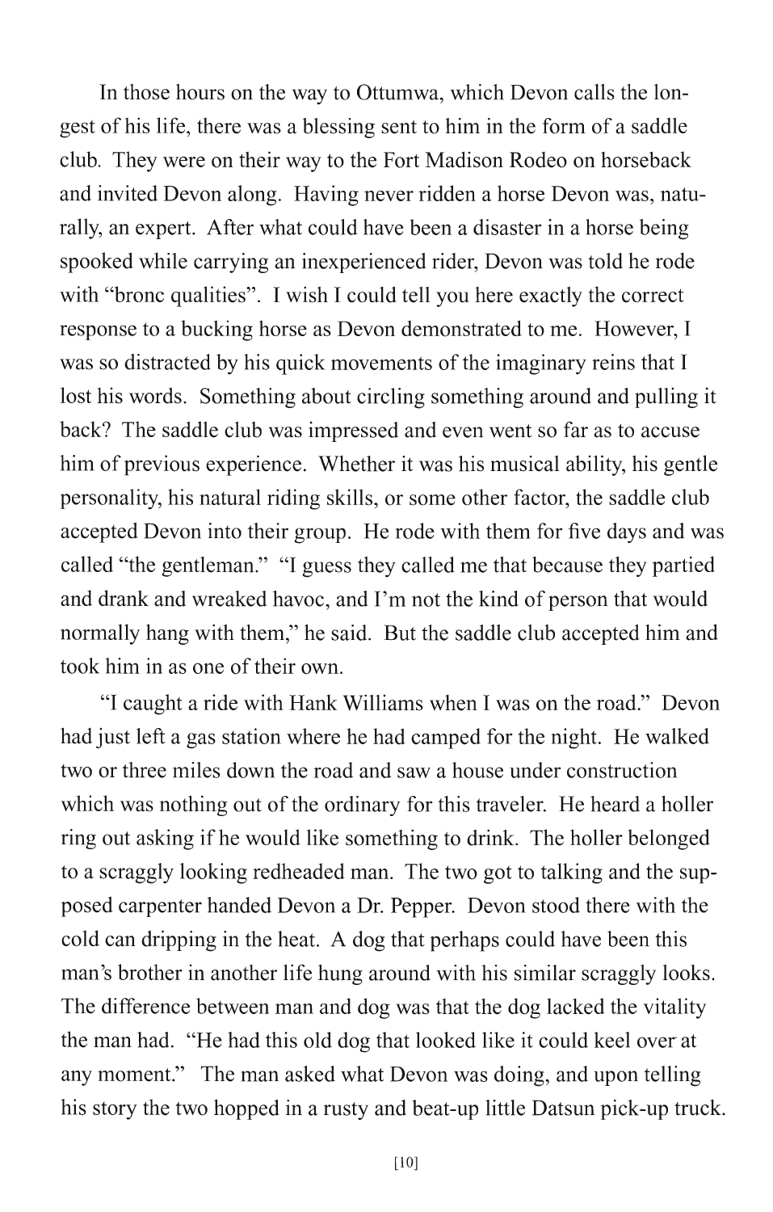In those hours on the way to Ottumwa, which Devon calls the longest of his life, there was a blessing sent to him in the form of a saddle club. They were on their way to the Fort Madison Rodeo on horseback and invited Devon along. Having never ridden a horse Devon was, naturally, an expert. After what could have been a disaster in a horse being spooked while carrying an inexperienced rider, Devon was told he rode with "bronc qualities". I wish I could tell you here exactly the correct response to a bucking horse as Devon demonstrated to me. However, I was so distracted by his quick movements of the imaginary reins that I lost his words. Something about circling something around and pulling it back? The saddle club was impressed and even went so far as to accuse him of previous experience. Whether it was his musical ability, his gentle personality, his natural riding skills, or some other factor, the saddle club accepted Devon into their group. He rode with them for five days and was called "the gentleman." "I guess they called me that because they partied and drank and wreaked havoc, and I'm not the kind of person that would normally hang with them," he said. But the saddle club accepted him and took him in as one of their own.

"I caught a ride with Hank Williams when I was on the road." Devon had just left a gas station where he had camped for the night. He walked two or three miles down the road and saw a house under construction which was nothing out of the ordinary for this traveler. He heard a holler ring out asking if he would like something to drink. The holler belonged to a scraggly looking redheaded man. The two got to talking and the supposed carpenter handed Devon a Dr. Pepper. Devon stood there with the cold can dripping in the heat. A dog that perhaps could have been this man's brother in another life hung around with his similar scraggly looks. The difference between man and dog was that the dog lacked the vitality the man had. "He had this old dog that looked like it could keel over at any moment." The man asked what Devon was doing, and upon telling his story the two hopped in a rusty and beat-up little Datsun pick-up truck.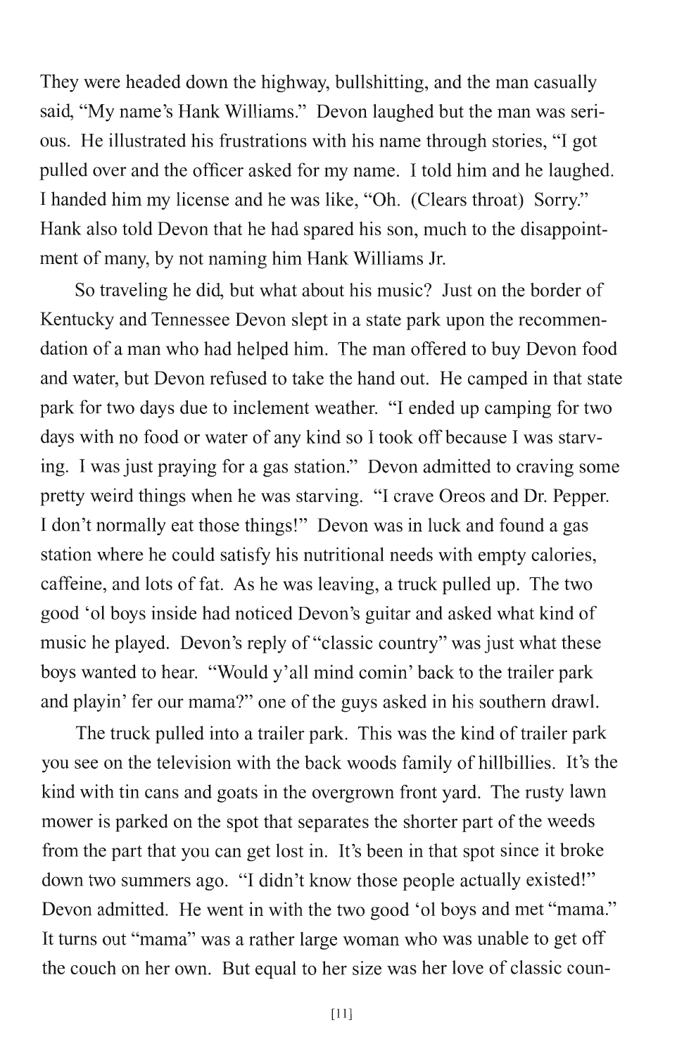They were headed down the highway, bullshitting, and the man casually said, "My name's Hank Williams." Devon laughed but the man was serious. He illustrated his frustrations with his name through stories, "I got pulled over and the officer asked for my name. I told him and he laughed. I handed him my license and he was like, "Oh. (Clears throat) Sorry." Hank also told Devon that he had spared his son, much to the disappointment of many, by not naming him Hank Williams Jr.

So traveling he did, but what about his music? Just on the border of Kentucky and Tennessee Devon slept in a state park upon the recommendation of a man who had helped him. The man offered to buy Devon food and water, but Devon refused to take the hand out. He camped in that state park for two days due to inclement weather. "I ended up camping for two days with no food or water of any kind so I took off because I was starving. I was just praying for a gas station." Devon admitted to craving some pretty weird things when he was starving. "I crave Oreos and Dr. Pepper. I don't normally eat those things!" Devon was in luck and found a gas station where he could satisfy his nutritional needs with empty calories, caffeine, and lots of fat. As he was leaving, a truck pulled up. The two good 'ol boys inside had noticed Devon's guitar and asked what kind of music he played. Devon's reply of "classic country" was just what these boys wanted to hear. "Would y'all mind comin' back to the trailer park and playin' fer our mama?" one of the guys asked in his southern drawl.

The truck pulled into a trailer park. This was the kind of trailer park you see on the television with the back woods family of hillbillies. It's the kind with tin cans and goats in the overgrown front yard. The rusty lawn mower is parked on the spot that separates the shorter part of the weeds from the part that you can get lost in. It's been in that spot since it broke down two summers ago. "I didn't know those people actually existed!" Devon admitted. He went in with the two good 'ol boys and met "mama." It turns out "mama" was a rather large woman who was unable to get off the couch on her own. But equal to her size was her love of classic coun-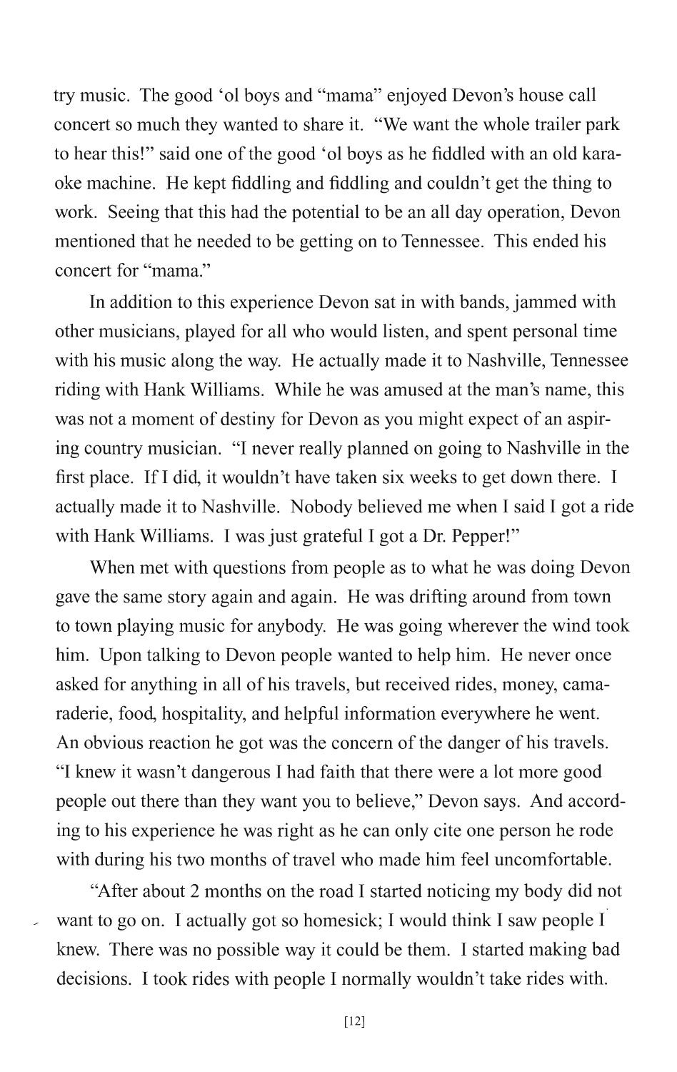try music. The good 'ol boys and "mama" enjoyed Devon's house call concert so much they wanted to share it. "We want the whole trailer park to hear this!" said one of the good 'ol boys as he fiddled with an old karaoke machine. He kept fiddling and fiddling and couldn't get the thing to work. Seeing that this had the potential to be an all day operation, Devon mentioned that he needed to be getting on to Tennessee. This ended his concert for "mama."

In addition to this experience Devon sat in with bands, jammed with other musicians, played for all who would listen, and spent personal time with his music along the way. He actually made it to Nashville, Tennessee riding with Hank Williams. While he was amused at the man's name, this was not a moment of destiny for Devon as you might expect of an aspiring country musician. "I never really planned on going to Nashville in the first place. If I did, it wouldn't have taken six weeks to get down there. I actually made it to Nashville. Nobody believed me when I said I got a ride with Hank Williams. I was just grateful I got a Dr. Pepper!"

When met with questions from people as to what he was doing Devon gave the same story again and again. He was drifting around from town to town playing music for anybody. He was going wherever the wind took him. Upon talking to Devon people wanted to help him. He never once asked for anything in all of his travels, but received rides, money, camaraderie, food, hospitality, and helpful information everywhere he went. An obvious reaction he got was the concern of the danger of his travels. "I knew it wasn't dangerous I had faith that there were a lot more good people out there than they want you to believe," Devon says. And according to his experience he was right as he can only cite one person he rode with during his two months of travel who made him feel uncomfortable.

"After about 2 months on the road I started noticing my body did not want to go on. I actually got so homesick; I would think I saw people I knew. There was no possible way it could be them. I started making bad decisions. I took rides with people I normally wouldn't take rides with.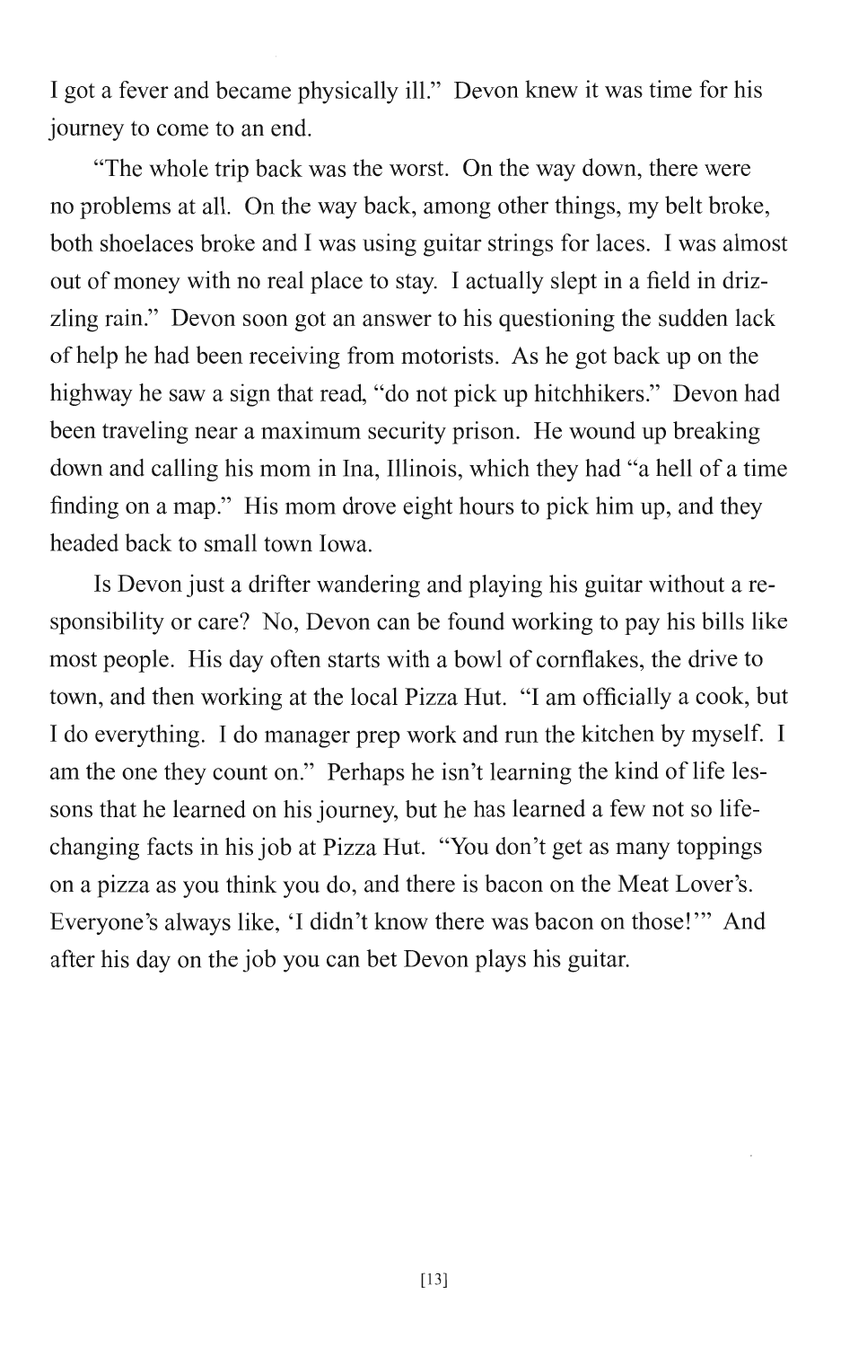I got a fever and became physically ill." Devon knew it was time for his journey to come to an end.

"The whole trip back was the worst. On the way down, there were no problems at all. On the way back, among other things, my belt broke, both shoelaces broke and I was using guitar strings for laces. I was almost out of money with no real place to stay. I actually slept in a field in drizzling rain." Devon soon got an answer to his questioning the sudden lack of help he had been receiving from motorists. As he got back up on the highway he saw a sign that read, "do not pick up hitchhikers." Devon had been traveling near a maximum security prison. He wound up breaking down and calling his mom in Ina, Illinois, which they had "a hell of a time finding on a map." His mom drove eight hours to pick him up, and they headed back to small town Iowa.

Is Devon just a drifter wandering and playing his guitar without a responsibility or care? No, Devon can be found working to pay his bills like most people. His day often starts with a bowl of cornflakes, the drive to town, and then working at the local Pizza Hut. "I am officially a cook, but I do everything. I do manager prep work and run the kitchen by myself. I am the one they count on." Perhaps he isn't learning the kind of life lessons that he learned on his journey, but he has learned a few not so life-changing facts in his job at Pizza Hut. "You don't get as many toppings on a pizza as you think you do, and there is bacon on the Meat Lover's. Everyone's always like, 'I didn't know there was bacon on those!'" And after his day on the job you can bet Devon plays his guitar.